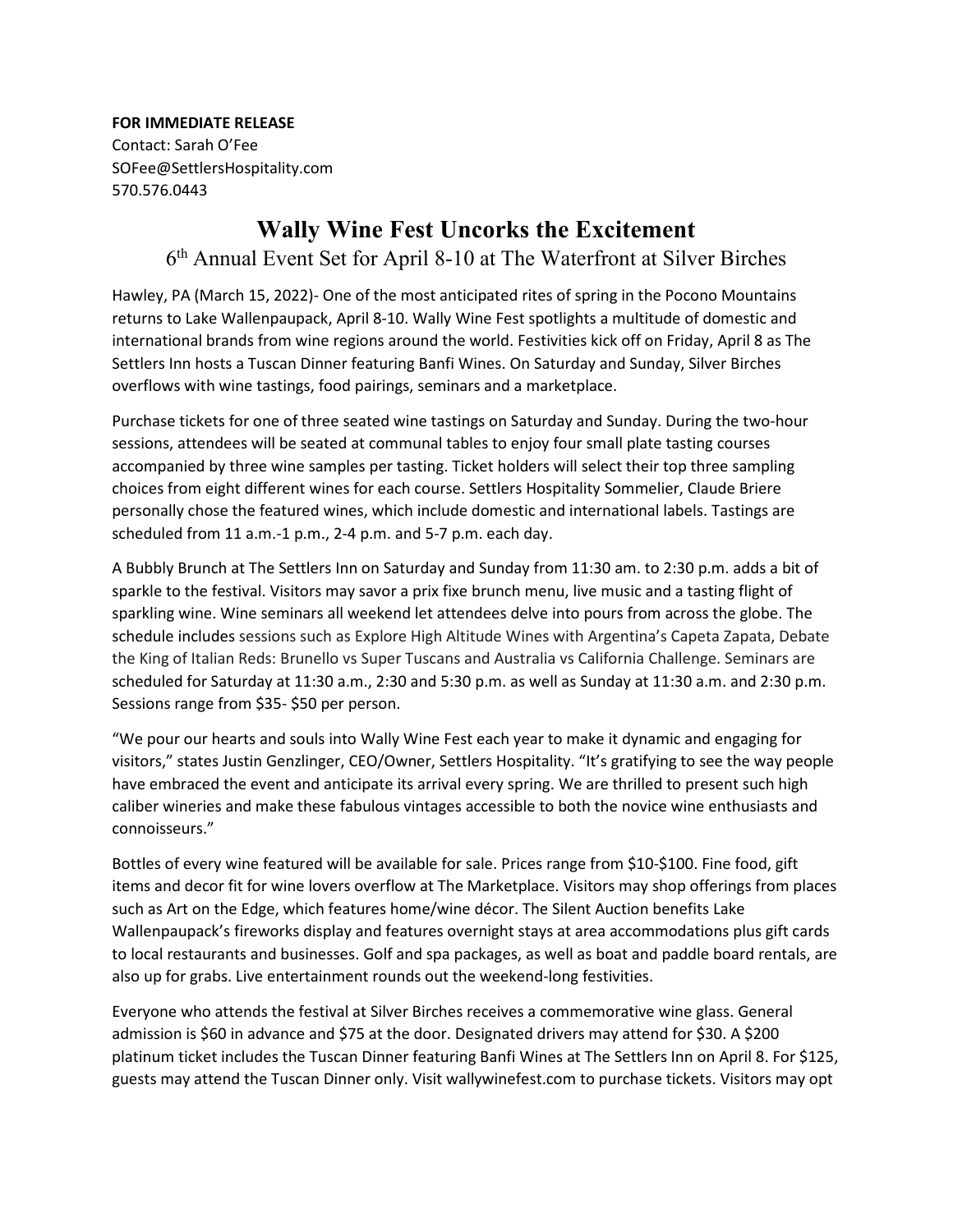**FOR IMMEDIATE RELEASE**
Contact: Sarah O'Fee
SOFee@SettlersHospitality.com
570.576.0443

# Wally Wine Fest Uncorks the Excitement

## 6th Annual Event Set for April 8-10 at The Waterfront at Silver Birches

Hawley, PA (March 15, 2022)- One of the most anticipated rites of spring in the Pocono Mountains returns to Lake Wallenpaupack, April 8-10. Wally Wine Fest spotlights a multitude of domestic and international brands from wine regions around the world. Festivities kick off on Friday, April 8 as The Settlers Inn hosts a Tuscan Dinner featuring Banfi Wines. On Saturday and Sunday, Silver Birches overflows with wine tastings, food pairings, seminars and a marketplace.

Purchase tickets for one of three seated wine tastings on Saturday and Sunday. During the two-hour sessions, attendees will be seated at communal tables to enjoy four small plate tasting courses accompanied by three wine samples per tasting. Ticket holders will select their top three sampling choices from eight different wines for each course. Settlers Hospitality Sommelier, Claude Briere personally chose the featured wines, which include domestic and international labels. Tastings are scheduled from 11 a.m.-1 p.m., 2-4 p.m. and 5-7 p.m. each day.

A Bubbly Brunch at The Settlers Inn on Saturday and Sunday from 11:30 am. to 2:30 p.m. adds a bit of sparkle to the festival. Visitors may savor a prix fixe brunch menu, live music and a tasting flight of sparkling wine. Wine seminars all weekend let attendees delve into pours from across the globe. The schedule includes sessions such as Explore High Altitude Wines with Argentina's Capeta Zapata, Debate the King of Italian Reds: Brunello vs Super Tuscans and Australia vs California Challenge. Seminars are scheduled for Saturday at 11:30 a.m., 2:30 and 5:30 p.m. as well as Sunday at 11:30 a.m. and 2:30 p.m. Sessions range from $35- $50 per person.

"We pour our hearts and souls into Wally Wine Fest each year to make it dynamic and engaging for visitors," states Justin Genzlinger, CEO/Owner, Settlers Hospitality. "It's gratifying to see the way people have embraced the event and anticipate its arrival every spring. We are thrilled to present such high caliber wineries and make these fabulous vintages accessible to both the novice wine enthusiasts and connoisseurs."

Bottles of every wine featured will be available for sale. Prices range from $10-$100. Fine food, gift items and decor fit for wine lovers overflow at The Marketplace. Visitors may shop offerings from places such as Art on the Edge, which features home/wine décor. The Silent Auction benefits Lake Wallenpaupack's fireworks display and features overnight stays at area accommodations plus gift cards to local restaurants and businesses. Golf and spa packages, as well as boat and paddle board rentals, are also up for grabs. Live entertainment rounds out the weekend-long festivities.

Everyone who attends the festival at Silver Birches receives a commemorative wine glass. General admission is $60 in advance and $75 at the door. Designated drivers may attend for $30. A $200 platinum ticket includes the Tuscan Dinner featuring Banfi Wines at The Settlers Inn on April 8. For $125, guests may attend the Tuscan Dinner only. Visit wallywinefest.com to purchase tickets. Visitors may opt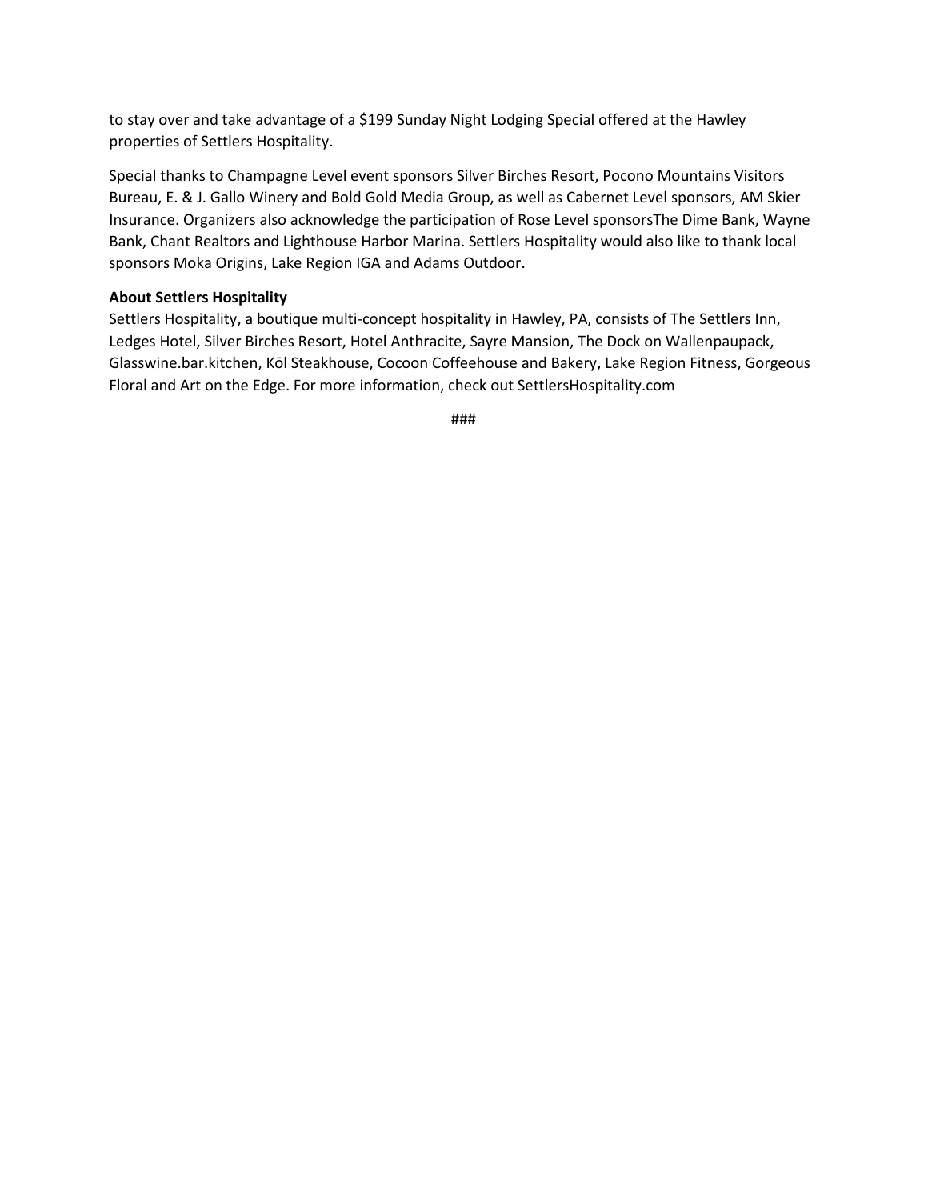to stay over and take advantage of a $199 Sunday Night Lodging Special offered at the Hawley properties of Settlers Hospitality.

Special thanks to Champagne Level event sponsors Silver Birches Resort, Pocono Mountains Visitors Bureau, E. & J. Gallo Winery and Bold Gold Media Group, as well as Cabernet Level sponsors, AM Skier Insurance. Organizers also acknowledge the participation of Rose Level sponsorsThe Dime Bank, Wayne Bank, Chant Realtors and Lighthouse Harbor Marina. Settlers Hospitality would also like to thank local sponsors Moka Origins, Lake Region IGA and Adams Outdoor.

**About Settlers Hospitality**
Settlers Hospitality, a boutique multi-concept hospitality in Hawley, PA, consists of The Settlers Inn, Ledges Hotel, Silver Birches Resort, Hotel Anthracite, Sayre Mansion, The Dock on Wallenpaupack, Glasswine.bar.kitchen, Kōl Steakhouse, Cocoon Coffeehouse and Bakery, Lake Region Fitness, Gorgeous Floral and Art on the Edge. For more information, check out SettlersHospitality.com

###